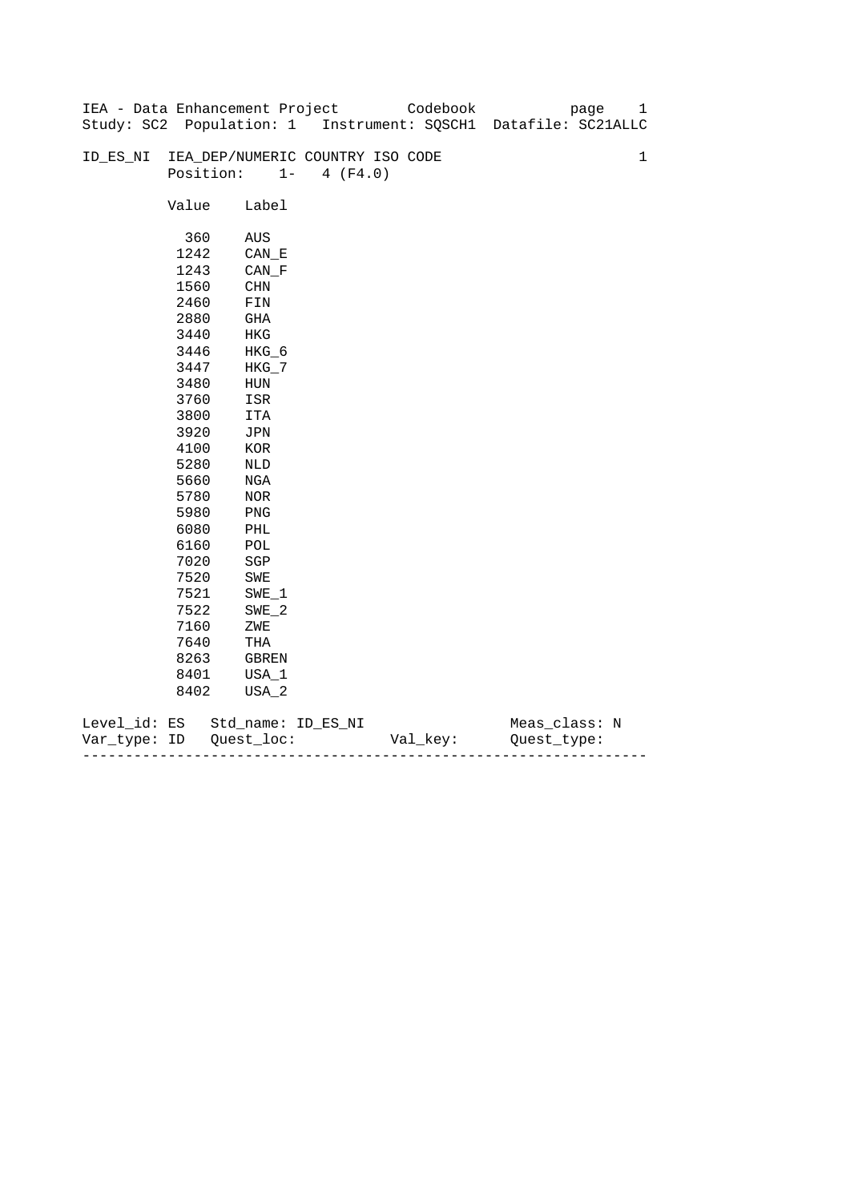IEA - Data Enhancement Project        Codebook

Study: SC2  Population: 1   Instrument: SQSCH1  Datafile: SC21ALLC

ID_ES_NI  IEA_DEP/NUMERIC COUNTRY ISO CODE                                1

Position:    1-   4 (F4.0)

| Value | Label |
|---|---|
| 360 | AUS |
| 1242 | CAN_E |
| 1243 | CAN_F |
| 1560 | CHN |
| 2460 | FIN |
| 2880 | GHA |
| 3440 | HKG |
| 3446 | HKG_6 |
| 3447 | HKG_7 |
| 3480 | HUN |
| 3760 | ISR |
| 3800 | ITA |
| 3920 | JPN |
| 4100 | KOR |
| 5280 | NLD |
| 5660 | NGA |
| 5780 | NOR |
| 5980 | PNG |
| 6080 | PHL |
| 6160 | POL |
| 7020 | SGP |
| 7520 | SWE |
| 7521 | SWE_1 |
| 7522 | SWE_2 |
| 7160 | ZWE |
| 7640 | THA |
| 8263 | GBREN |
| 8401 | USA_1 |
| 8402 | USA_2 |

Level_id: ES   Std_name: ID_ES_NI                    Meas_class: N

Var_type: ID   Quest_loc:            Val_key:        Quest_type:

-----------------------------------------------------------------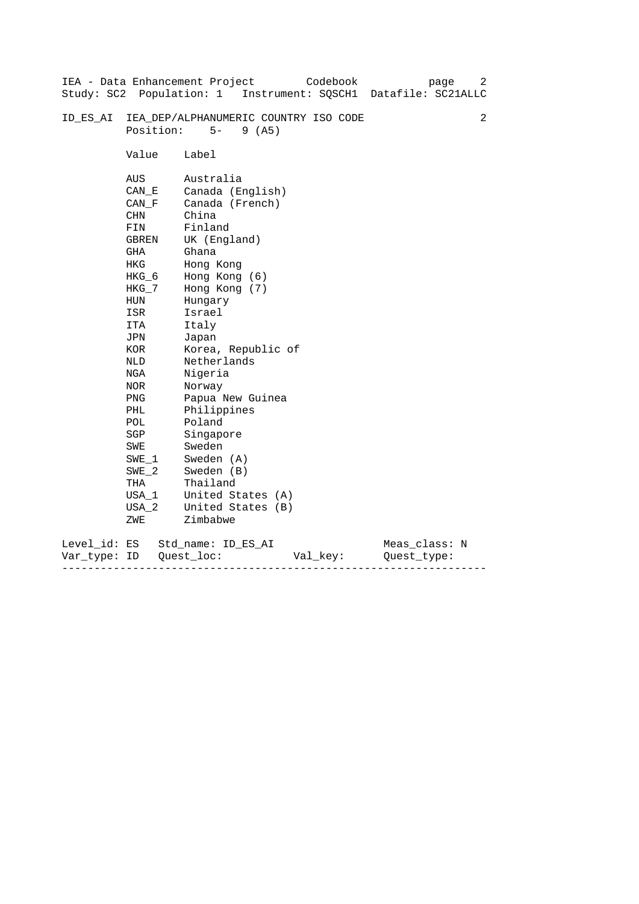IEA - Data Enhancement Project Codebook
Study: SC2 Population: 1 Instrument: SQSCH1 Datafile: SC21ALLC

**ID_ES_AI** IEA_DEP/ALPHANUMERIC COUNTRY ISO CODE 2

Position: 5- 9 (A5)

| Value | Label |
|---|---|
| AUS | Australia |
| CAN_E | Canada (English) |
| CAN_F | Canada (French) |
| CHN | China |
| FIN | Finland |
| GBREN | UK (England) |
| GHA | Ghana |
| HKG | Hong Kong |
| HKG_6 | Hong Kong (6) |
| HKG_7 | Hong Kong (7) |
| HUN | Hungary |
| ISR | Israel |
| ITA | Italy |
| JPN | Japan |
| KOR | Korea, Republic of |
| NLD | Netherlands |
| NGA | Nigeria |
| NOR | Norway |
| PNG | Papua New Guinea |
| PHL | Philippines |
| POL | Poland |
| SGP | Singapore |
| SWE | Sweden |
| SWE_1 | Sweden (A) |
| SWE_2 | Sweden (B) |
| THA | Thailand |
| USA_1 | United States (A) |
| USA_2 | United States (B) |
| ZWE | Zimbabwe |

Level_id: ES Std_name: ID_ES_AI Meas_class: N
Var_type: ID Quest_loc: Val_key: Quest_type: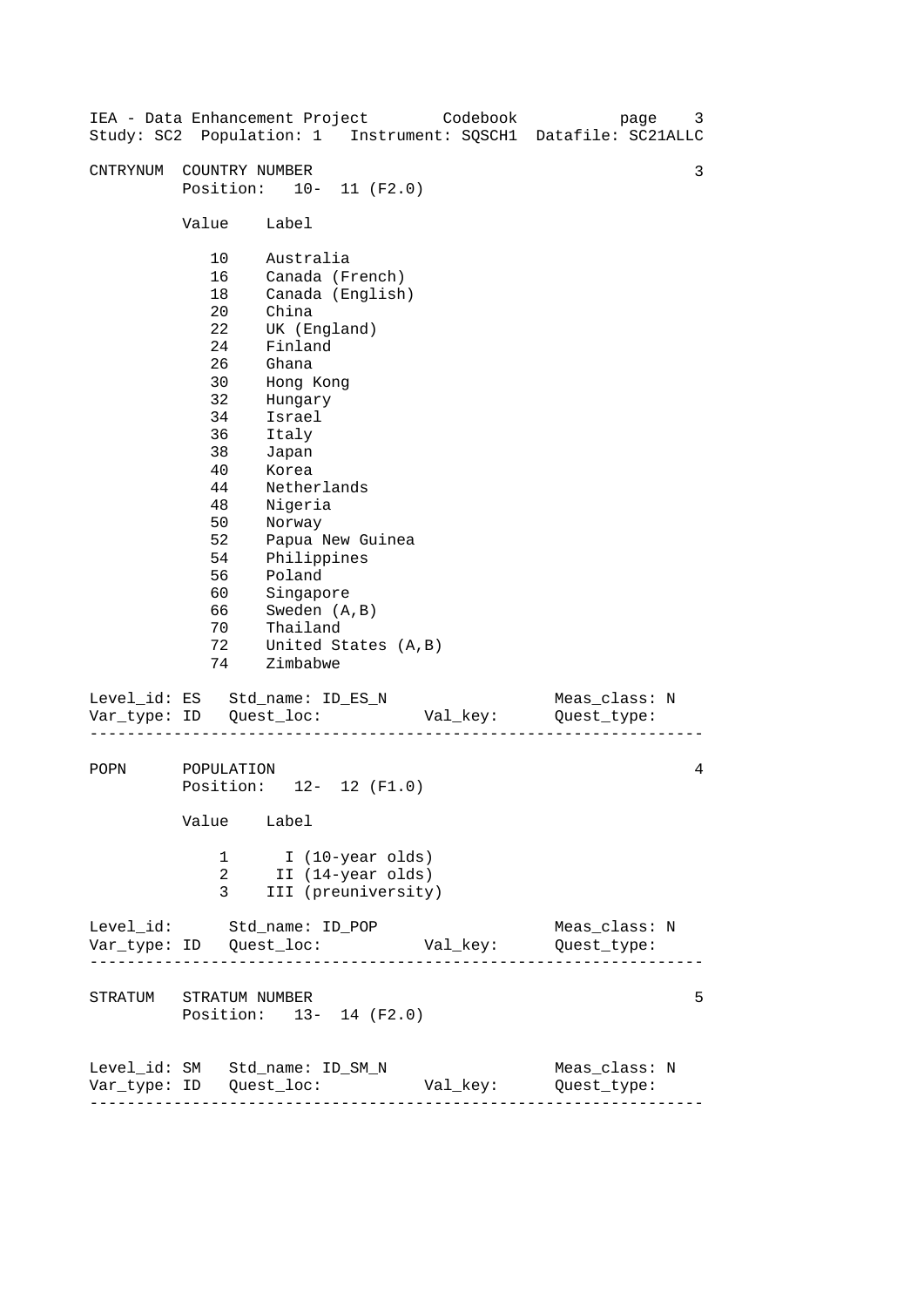IEA - Data Enhancement Project        Codebook
Study: SC2  Population: 1   Instrument: SQSCH1  Datafile: SC21ALLC

```
CNTRYNUM  COUNTRY NUMBER                                            3
          Position:   10-  11 (F2.0)

          Value    Label

             10    Australia
             16    Canada (French)
             18    Canada (English)
             20    China
             22    UK (England)
             24    Finland
             26    Ghana
             30    Hong Kong
             32    Hungary
             34    Israel
             36    Italy
             38    Japan
             40    Korea
             44    Netherlands
             48    Nigeria
             50    Norway
             52    Papua New Guinea
             54    Philippines
             56    Poland
             60    Singapore
             66    Sweden (A,B)
             70    Thailand
             72    United States (A,B)
             74    Zimbabwe

Level_id: ES   Std_name: ID_ES_N                    Meas_class: N
Var_type: ID   Quest_loc:           Val_key:        Quest_type:
-------------------------------------------------------------------

POPN      POPULATION                                                4
          Position:   12-  12 (F1.0)

          Value    Label

              1      I (10-year olds)
              2     II (14-year olds)
              3    III (preuniversity)

Level_id:      Std_name: ID_POP                     Meas_class: N
Var_type: ID   Quest_loc:           Val_key:        Quest_type:
-------------------------------------------------------------------

STRATUM   STRATUM NUMBER                                            5
          Position:   13-  14 (F2.0)


Level_id: SM   Std_name: ID_SM_N                    Meas_class: N
Var_type: ID   Quest_loc:           Val_key:        Quest_type:
-------------------------------------------------------------------
```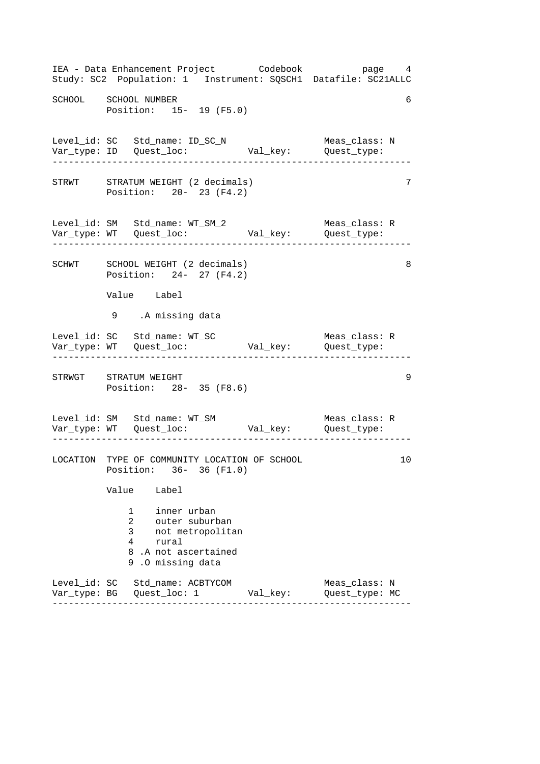```
SCHOOL    SCHOOL NUMBER                                          6
          Position:   15-  19 (F5.0)


Level_id: SC   Std_name: ID_SC_N                  Meas_class: N
Var_type: ID   Quest_loc:          Val_key:       Quest_type:
----------------------------------------------------------------

STRWT     STRATUM WEIGHT (2 decimals)                            7
          Position:   20-  23 (F4.2)


Level_id: SM   Std_name: WT_SM_2                  Meas_class: R
Var_type: WT   Quest_loc:          Val_key:       Quest_type:
----------------------------------------------------------------

SCHWT     SCHOOL WEIGHT (2 decimals)                             8
          Position:   24-  27 (F4.2)

          Value    Label

           9    .A missing data

Level_id: SC   Std_name: WT_SC                    Meas_class: R
Var_type: WT   Quest_loc:          Val_key:       Quest_type:
----------------------------------------------------------------

STRWGT    STRATUM WEIGHT                                         9
          Position:   28-  35 (F8.6)


Level_id: SM   Std_name: WT_SM                    Meas_class: R
Var_type: WT   Quest_loc:          Val_key:       Quest_type:
----------------------------------------------------------------

LOCATION  TYPE OF COMMUNITY LOCATION OF SCHOOL                  10
          Position:   36-  36 (F1.0)

          Value    Label

              1    inner urban
              2    outer suburban
              3    not metropolitan
              4    rural
              8 .A not ascertained
              9 .O missing data

Level_id: SC   Std_name: ACBTYCOM                 Meas_class: N
Var_type: BG   Quest_loc: 1        Val_key:       Quest_type: MC
----------------------------------------------------------------
```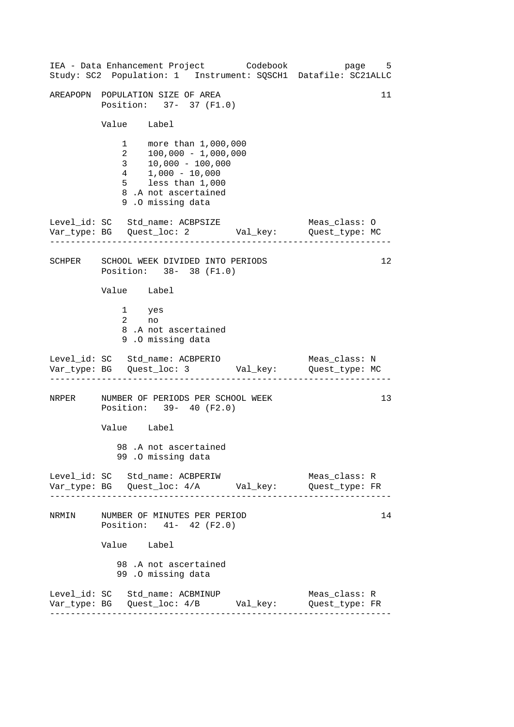IEA - Data Enhancement Project Codebook
Study: SC2 Population: 1 Instrument: SQSCH1 Datafile: SC21ALLC

```
AREAPOPN  POPULATION SIZE OF AREA                                    11
          Position:   37-  37 (F1.0)

          Value    Label

              1    more than 1,000,000
              2    100,000 - 1,000,000
              3    10,000 - 100,000
              4    1,000 - 10,000
              5    less than 1,000
              8 .A not ascertained
              9 .O missing data

Level_id: SC   Std_name: ACBPSIZE              Meas_class: O
Var_type: BG   Quest_loc: 2        Val_key:    Quest_type: MC
-------------------------------------------------------------------
SCHPER    SCHOOL WEEK DIVIDED INTO PERIODS                           12
          Position:   38-  38 (F1.0)

          Value    Label

              1    yes
              2    no
              8 .A not ascertained
              9 .O missing data

Level_id: SC   Std_name: ACBPERIO              Meas_class: N
Var_type: BG   Quest_loc: 3        Val_key:    Quest_type: MC
-------------------------------------------------------------------
NRPER     NUMBER OF PERIODS PER SCHOOL WEEK                          13
          Position:   39-  40 (F2.0)

          Value    Label

             98 .A not ascertained
             99 .O missing data

Level_id: SC   Std_name: ACBPERIW              Meas_class: R
Var_type: BG   Quest_loc: 4/A      Val_key:    Quest_type: FR
-------------------------------------------------------------------
NRMIN     NUMBER OF MINUTES PER PERIOD                               14
          Position:   41-  42 (F2.0)

          Value    Label

             98 .A not ascertained
             99 .O missing data

Level_id: SC   Std_name: ACBMINUP              Meas_class: R
Var_type: BG   Quest_loc: 4/B      Val_key:    Quest_type: FR
-------------------------------------------------------------------
```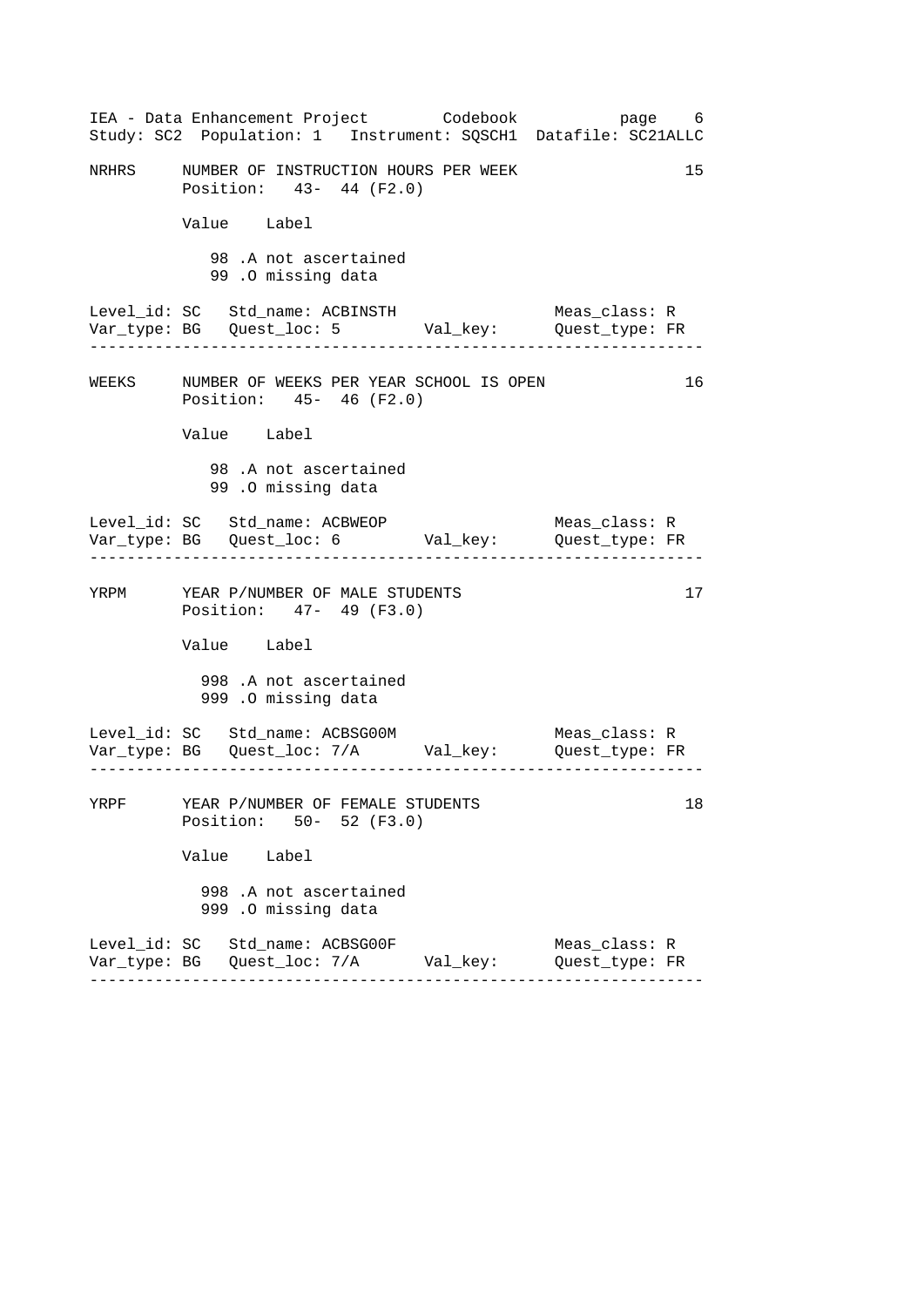```
NRHRS     NUMBER OF INSTRUCTION HOURS PER WEEK                       15
          Position:   43-  44 (F2.0)

          Value   Label

             98 .A not ascertained
             99 .O missing data

Level_id: SC   Std_name: ACBINSTH                  Meas_class: R
Var_type: BG   Quest_loc: 5        Val_key:        Quest_type: FR
-------------------------------------------------------------------

WEEKS     NUMBER OF WEEKS PER YEAR SCHOOL IS OPEN                    16
          Position:   45-  46 (F2.0)

          Value   Label

             98 .A not ascertained
             99 .O missing data

Level_id: SC   Std_name: ACBWEOP                   Meas_class: R
Var_type: BG   Quest_loc: 6        Val_key:        Quest_type: FR
-------------------------------------------------------------------

YRPM      YEAR P/NUMBER OF MALE STUDENTS                             17
          Position:   47-  49 (F3.0)

          Value   Label

            998 .A not ascertained
            999 .O missing data

Level_id: SC   Std_name: ACBSG00M                  Meas_class: R
Var_type: BG   Quest_loc: 7/A      Val_key:        Quest_type: FR
-------------------------------------------------------------------

YRPF      YEAR P/NUMBER OF FEMALE STUDENTS                           18
          Position:   50-  52 (F3.0)

          Value   Label

            998 .A not ascertained
            999 .O missing data

Level_id: SC   Std_name: ACBSG00F                  Meas_class: R
Var_type: BG   Quest_loc: 7/A      Val_key:        Quest_type: FR
-------------------------------------------------------------------
```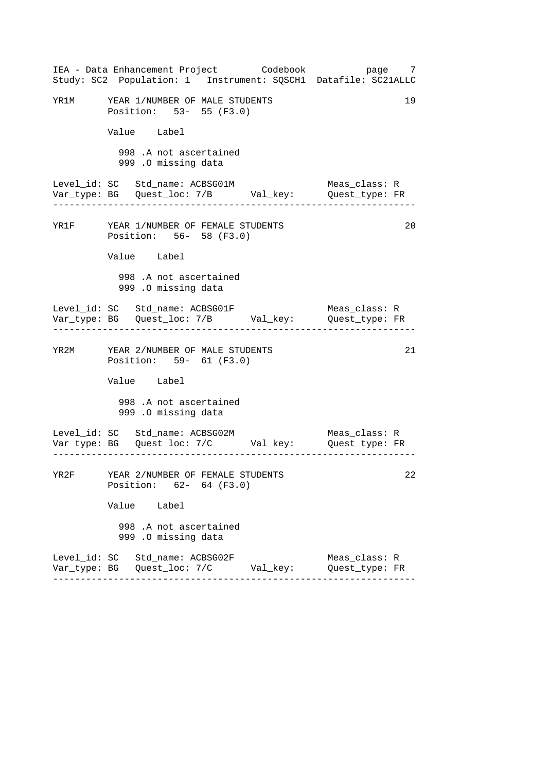```
YR1M      YEAR 1/NUMBER OF MALE STUDENTS                            19
          Position:   53-  55 (F3.0)

          Value    Label

            998 .A not ascertained
            999 .O missing data

Level_id: SC   Std_name: ACBSG01M                  Meas_class: R
Var_type: BG   Quest_loc: 7/B       Val_key:       Quest_type: FR
-----------------------------------------------------------------

YR1F      YEAR 1/NUMBER OF FEMALE STUDENTS                          20
          Position:   56-  58 (F3.0)

          Value    Label

            998 .A not ascertained
            999 .O missing data

Level_id: SC   Std_name: ACBSG01F                  Meas_class: R
Var_type: BG   Quest_loc: 7/B       Val_key:       Quest_type: FR
-----------------------------------------------------------------

YR2M      YEAR 2/NUMBER OF MALE STUDENTS                            21
          Position:   59-  61 (F3.0)

          Value    Label

            998 .A not ascertained
            999 .O missing data

Level_id: SC   Std_name: ACBSG02M                  Meas_class: R
Var_type: BG   Quest_loc: 7/C       Val_key:       Quest_type: FR
-----------------------------------------------------------------

YR2F      YEAR 2/NUMBER OF FEMALE STUDENTS                          22
          Position:   62-  64 (F3.0)

          Value    Label

            998 .A not ascertained
            999 .O missing data

Level_id: SC   Std_name: ACBSG02F                  Meas_class: R
Var_type: BG   Quest_loc: 7/C       Val_key:       Quest_type: FR
-----------------------------------------------------------------
```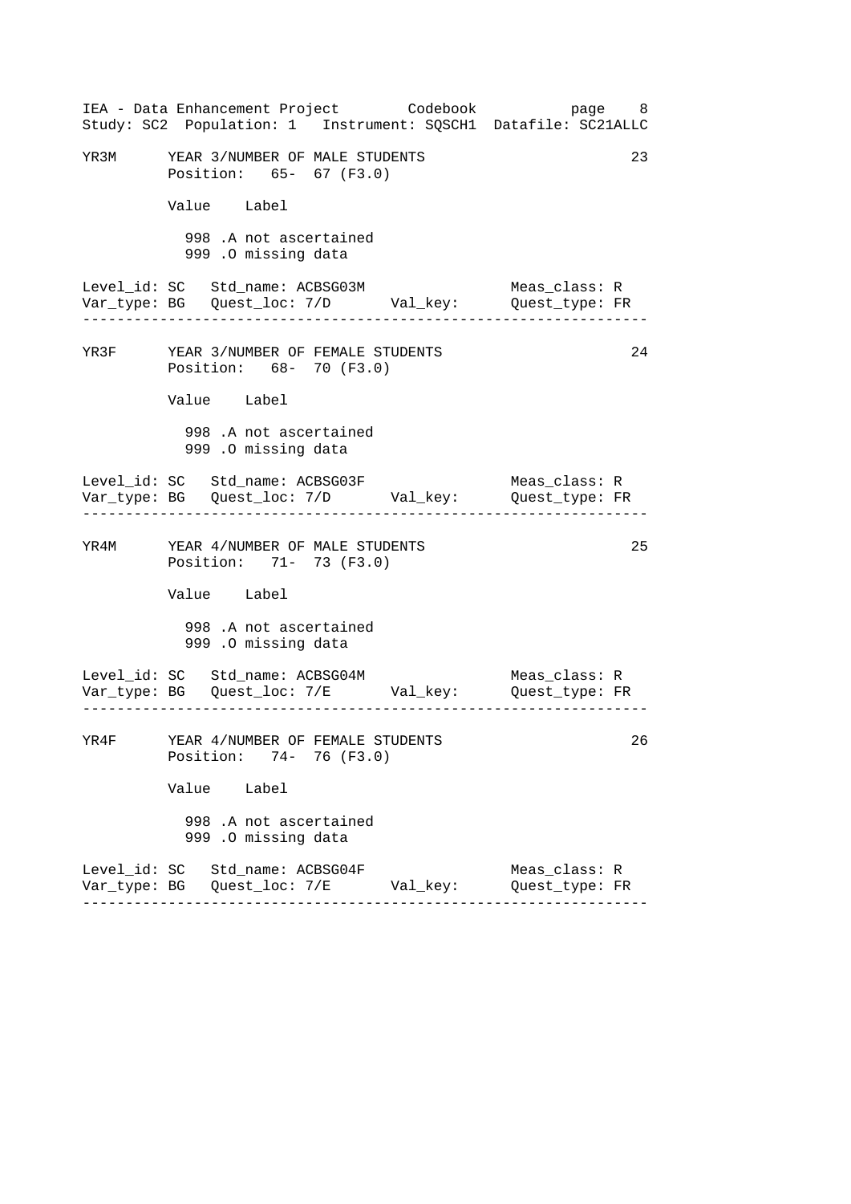```
YR3M      YEAR 3/NUMBER OF MALE STUDENTS                          23
          Position:   65-  67 (F3.0)

          Value    Label

            998 .A not ascertained
            999 .O missing data

Level_id: SC   Std_name: ACBSG03M                  Meas_class: R
Var_type: BG   Quest_loc: 7/D       Val_key:       Quest_type: FR
-----------------------------------------------------------------

YR3F      YEAR 3/NUMBER OF FEMALE STUDENTS                        24
          Position:   68-  70 (F3.0)

          Value    Label

            998 .A not ascertained
            999 .O missing data

Level_id: SC   Std_name: ACBSG03F                  Meas_class: R
Var_type: BG   Quest_loc: 7/D       Val_key:       Quest_type: FR
-----------------------------------------------------------------

YR4M      YEAR 4/NUMBER OF MALE STUDENTS                          25
          Position:   71-  73 (F3.0)

          Value    Label

            998 .A not ascertained
            999 .O missing data

Level_id: SC   Std_name: ACBSG04M                  Meas_class: R
Var_type: BG   Quest_loc: 7/E       Val_key:       Quest_type: FR
-----------------------------------------------------------------

YR4F      YEAR 4/NUMBER OF FEMALE STUDENTS                        26
          Position:   74-  76 (F3.0)

          Value    Label

            998 .A not ascertained
            999 .O missing data

Level_id: SC   Std_name: ACBSG04F                  Meas_class: R
Var_type: BG   Quest_loc: 7/E       Val_key:       Quest_type: FR
-----------------------------------------------------------------
```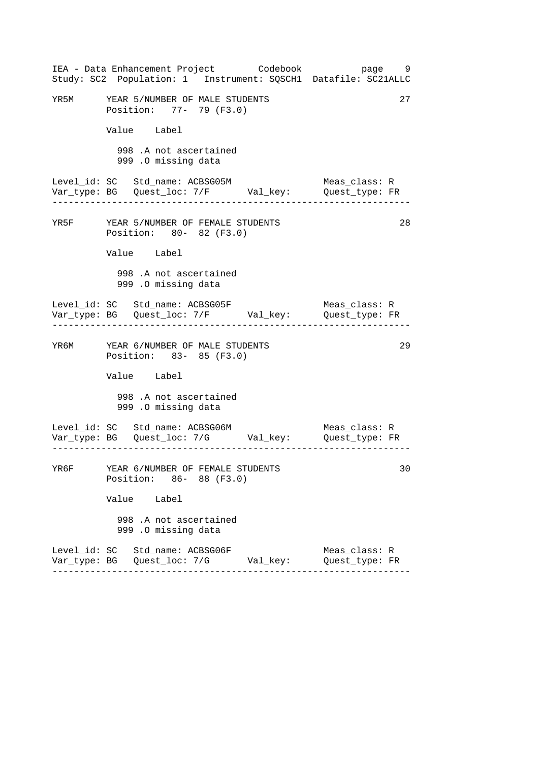```
YR5M      YEAR 5/NUMBER OF MALE STUDENTS                              27
          Position:   77-  79 (F3.0)

          Value    Label

            998 .A not ascertained
            999 .O missing data

Level_id: SC   Std_name: ACBSG05M                     Meas_class: R
Var_type: BG   Quest_loc: 7/F       Val_key:          Quest_type: FR
-------------------------------------------------------------------

YR5F      YEAR 5/NUMBER OF FEMALE STUDENTS                            28
          Position:   80-  82 (F3.0)

          Value    Label

            998 .A not ascertained
            999 .O missing data

Level_id: SC   Std_name: ACBSG05F                     Meas_class: R
Var_type: BG   Quest_loc: 7/F       Val_key:          Quest_type: FR
-------------------------------------------------------------------

YR6M      YEAR 6/NUMBER OF MALE STUDENTS                              29
          Position:   83-  85 (F3.0)

          Value    Label

            998 .A not ascertained
            999 .O missing data

Level_id: SC   Std_name: ACBSG06M                     Meas_class: R
Var_type: BG   Quest_loc: 7/G       Val_key:          Quest_type: FR
-------------------------------------------------------------------

YR6F      YEAR 6/NUMBER OF FEMALE STUDENTS                            30
          Position:   86-  88 (F3.0)

          Value    Label

            998 .A not ascertained
            999 .O missing data

Level_id: SC   Std_name: ACBSG06F                     Meas_class: R
Var_type: BG   Quest_loc: 7/G       Val_key:          Quest_type: FR
-------------------------------------------------------------------
```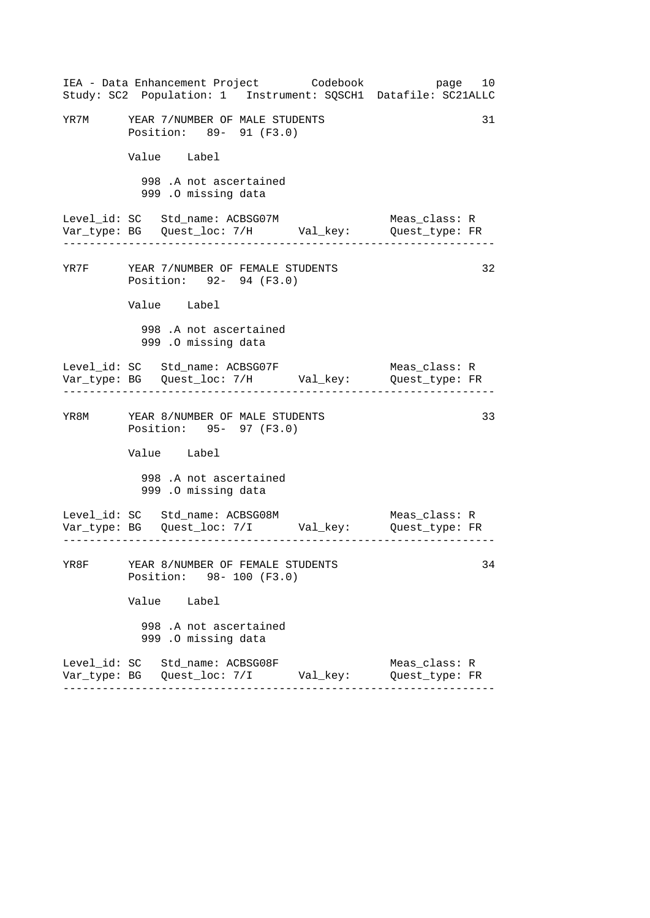```
YR7M      YEAR 7/NUMBER OF MALE STUDENTS                           31
          Position:   89-  91 (F3.0)

          Value    Label

            998 .A not ascertained
            999 .O missing data

Level_id: SC   Std_name: ACBSG07M                    Meas_class: R
Var_type: BG   Quest_loc: 7/H      Val_key:          Quest_type: FR
-------------------------------------------------------------------

YR7F      YEAR 7/NUMBER OF FEMALE STUDENTS                         32
          Position:   92-  94 (F3.0)

          Value    Label

            998 .A not ascertained
            999 .O missing data

Level_id: SC   Std_name: ACBSG07F                    Meas_class: R
Var_type: BG   Quest_loc: 7/H      Val_key:          Quest_type: FR
-------------------------------------------------------------------

YR8M      YEAR 8/NUMBER OF MALE STUDENTS                           33
          Position:   95-  97 (F3.0)

          Value    Label

            998 .A not ascertained
            999 .O missing data

Level_id: SC   Std_name: ACBSG08M                    Meas_class: R
Var_type: BG   Quest_loc: 7/I      Val_key:          Quest_type: FR
-------------------------------------------------------------------

YR8F      YEAR 8/NUMBER OF FEMALE STUDENTS                         34
          Position:   98- 100 (F3.0)

          Value    Label

            998 .A not ascertained
            999 .O missing data

Level_id: SC   Std_name: ACBSG08F                    Meas_class: R
Var_type: BG   Quest_loc: 7/I      Val_key:          Quest_type: FR
-------------------------------------------------------------------
```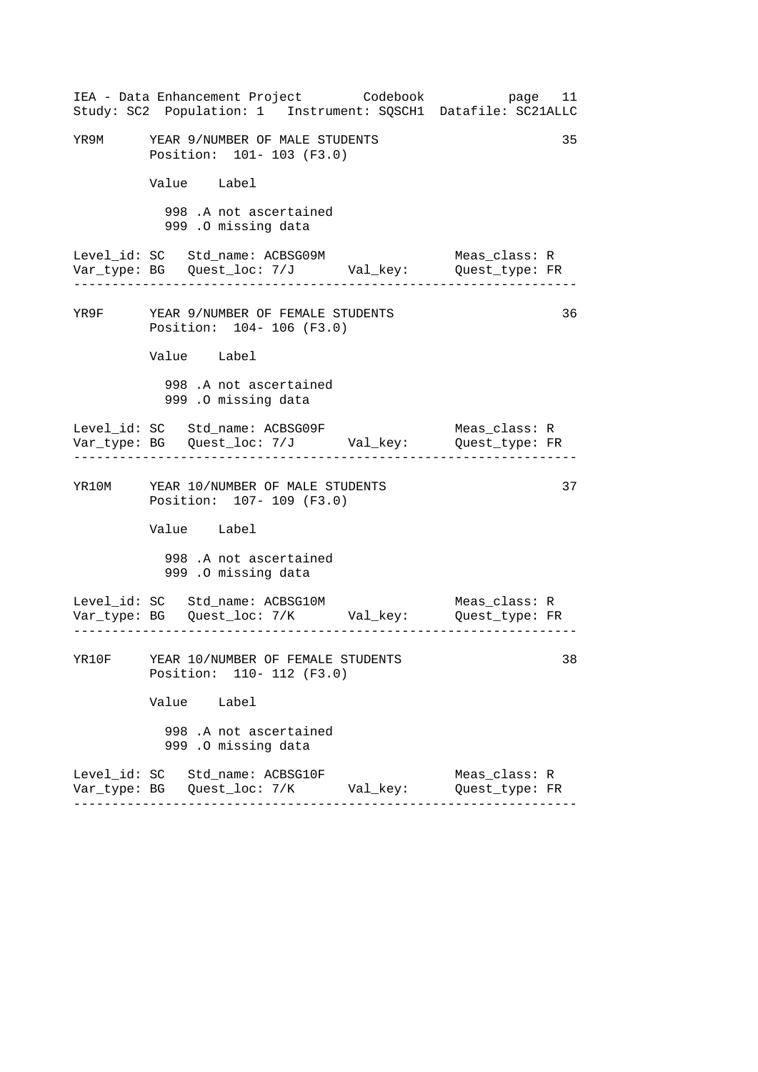```
YR9M      YEAR 9/NUMBER OF MALE STUDENTS                              35
          Position:  101- 103 (F3.0)

          Value    Label

            998 .A not ascertained
            999 .O missing data

Level_id: SC   Std_name: ACBSG09M                     Meas_class: R
Var_type: BG   Quest_loc: 7/J       Val_key:          Quest_type: FR
--------------------------------------------------------------------

YR9F      YEAR 9/NUMBER OF FEMALE STUDENTS                            36
          Position:  104- 106 (F3.0)

          Value    Label

            998 .A not ascertained
            999 .O missing data

Level_id: SC   Std_name: ACBSG09F                     Meas_class: R
Var_type: BG   Quest_loc: 7/J       Val_key:          Quest_type: FR
--------------------------------------------------------------------

YR10M     YEAR 10/NUMBER OF MALE STUDENTS                             37
          Position:  107- 109 (F3.0)

          Value    Label

            998 .A not ascertained
            999 .O missing data

Level_id: SC   Std_name: ACBSG10M                     Meas_class: R
Var_type: BG   Quest_loc: 7/K       Val_key:          Quest_type: FR
--------------------------------------------------------------------

YR10F     YEAR 10/NUMBER OF FEMALE STUDENTS                           38
          Position:  110- 112 (F3.0)

          Value    Label

            998 .A not ascertained
            999 .O missing data

Level_id: SC   Std_name: ACBSG10F                     Meas_class: R
Var_type: BG   Quest_loc: 7/K       Val_key:          Quest_type: FR
--------------------------------------------------------------------
```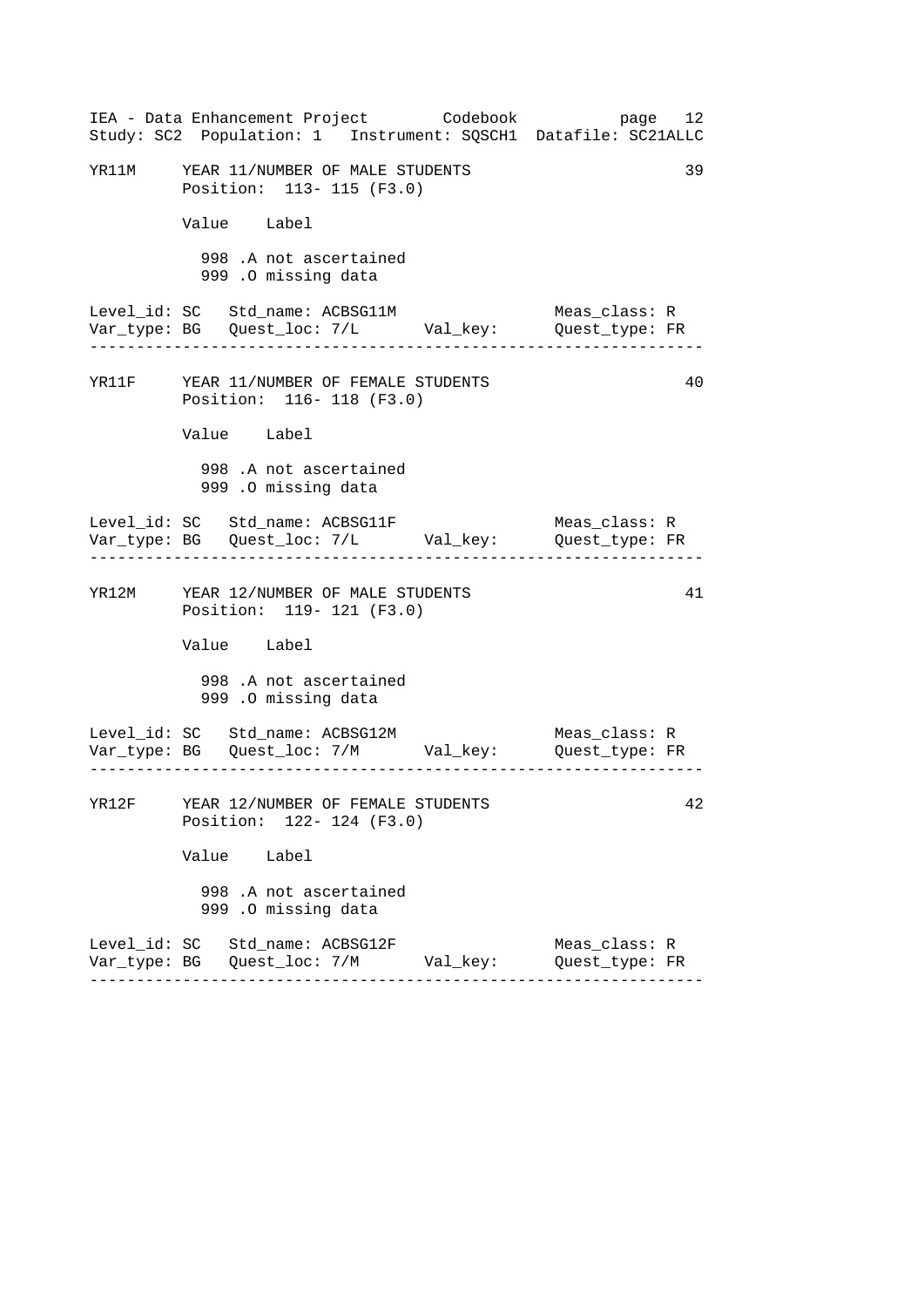```
YR11M     YEAR 11/NUMBER OF MALE STUDENTS                            39
          Position:  113- 115 (F3.0)

          Value    Label

            998 .A not ascertained
            999 .O missing data

Level_id: SC   Std_name: ACBSG11M                   Meas_class: R
Var_type: BG   Quest_loc: 7/L       Val_key:        Quest_type: FR
--------------------------------------------------------------------

YR11F     YEAR 11/NUMBER OF FEMALE STUDENTS                          40
          Position:  116- 118 (F3.0)

          Value    Label

            998 .A not ascertained
            999 .O missing data

Level_id: SC   Std_name: ACBSG11F                   Meas_class: R
Var_type: BG   Quest_loc: 7/L       Val_key:        Quest_type: FR
--------------------------------------------------------------------

YR12M     YEAR 12/NUMBER OF MALE STUDENTS                            41
          Position:  119- 121 (F3.0)

          Value    Label

            998 .A not ascertained
            999 .O missing data

Level_id: SC   Std_name: ACBSG12M                   Meas_class: R
Var_type: BG   Quest_loc: 7/M       Val_key:        Quest_type: FR
--------------------------------------------------------------------

YR12F     YEAR 12/NUMBER OF FEMALE STUDENTS                          42
          Position:  122- 124 (F3.0)

          Value    Label

            998 .A not ascertained
            999 .O missing data

Level_id: SC   Std_name: ACBSG12F                   Meas_class: R
Var_type: BG   Quest_loc: 7/M       Val_key:        Quest_type: FR
--------------------------------------------------------------------
```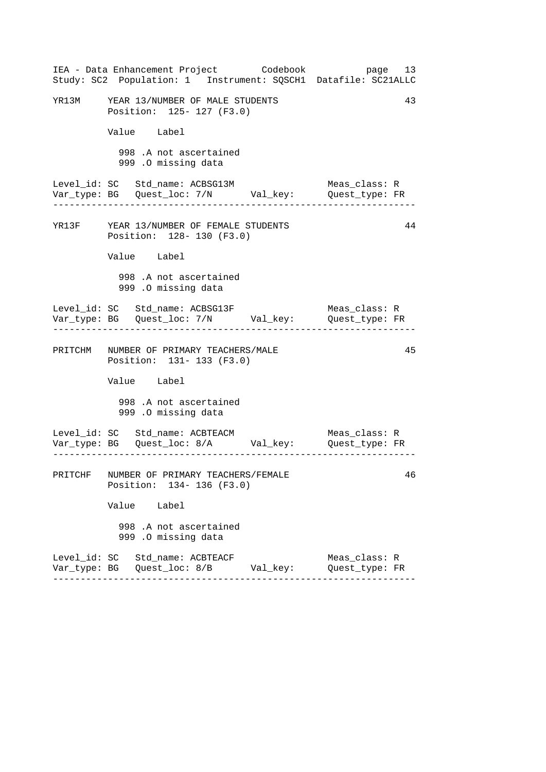```
YR13M     YEAR 13/NUMBER OF MALE STUDENTS                           43
          Position:  125- 127 (F3.0)

          Value    Label

            998 .A not ascertained
            999 .O missing data

Level_id: SC   Std_name: ACBSG13M                   Meas_class: R
Var_type: BG   Quest_loc: 7/N       Val_key:        Quest_type: FR
--------------------------------------------------------------------

YR13F     YEAR 13/NUMBER OF FEMALE STUDENTS                         44
          Position:  128- 130 (F3.0)

          Value    Label

            998 .A not ascertained
            999 .O missing data

Level_id: SC   Std_name: ACBSG13F                   Meas_class: R
Var_type: BG   Quest_loc: 7/N       Val_key:        Quest_type: FR
--------------------------------------------------------------------

PRITCHM   NUMBER OF PRIMARY TEACHERS/MALE                           45
          Position:  131- 133 (F3.0)

          Value    Label

            998 .A not ascertained
            999 .O missing data

Level_id: SC   Std_name: ACBTEACM                   Meas_class: R
Var_type: BG   Quest_loc: 8/A       Val_key:        Quest_type: FR
--------------------------------------------------------------------

PRITCHF   NUMBER OF PRIMARY TEACHERS/FEMALE                         46
          Position:  134- 136 (F3.0)

          Value    Label

            998 .A not ascertained
            999 .O missing data

Level_id: SC   Std_name: ACBTEACF                   Meas_class: R
Var_type: BG   Quest_loc: 8/B       Val_key:        Quest_type: FR
--------------------------------------------------------------------
```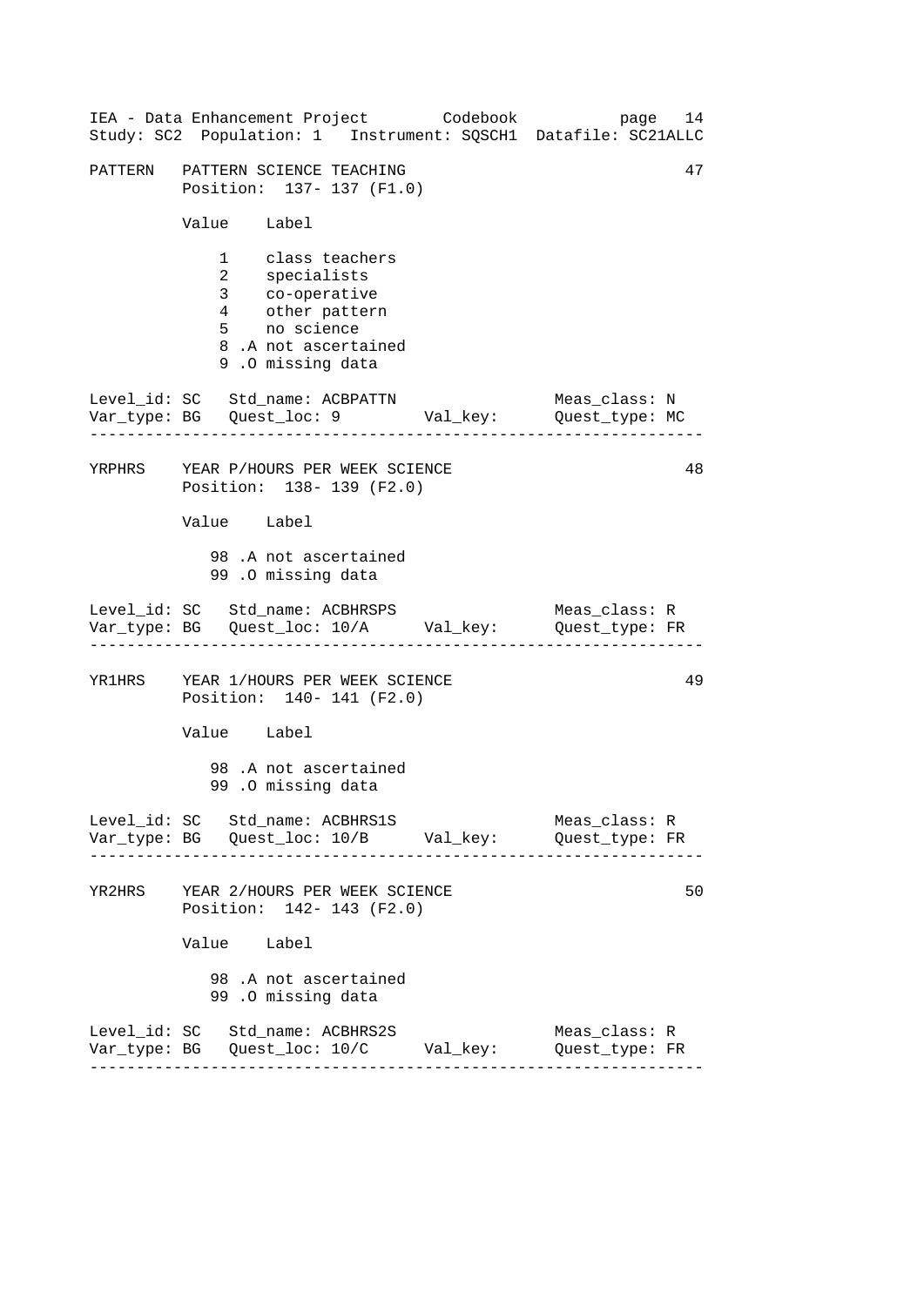```
PATTERN   PATTERN SCIENCE TEACHING                                    47
          Position:  137- 137 (F1.0)

          Value    Label

             1    class teachers
             2    specialists
             3    co-operative
             4    other pattern
             5    no science
             8 .A not ascertained
             9 .O missing data

Level_id: SC   Std_name: ACBPATTN                  Meas_class: N
Var_type: BG   Quest_loc: 9         Val_key:       Quest_type: MC
------------------------------------------------------------------

YRPHRS    YEAR P/HOURS PER WEEK SCIENCE                               48
          Position:  138- 139 (F2.0)

          Value    Label

            98 .A not ascertained
            99 .O missing data

Level_id: SC   Std_name: ACBHRSPS                  Meas_class: R
Var_type: BG   Quest_loc: 10/A      Val_key:       Quest_type: FR
------------------------------------------------------------------

YR1HRS    YEAR 1/HOURS PER WEEK SCIENCE                               49
          Position:  140- 141 (F2.0)

          Value    Label

            98 .A not ascertained
            99 .O missing data

Level_id: SC   Std_name: ACBHRS1S                  Meas_class: R
Var_type: BG   Quest_loc: 10/B      Val_key:       Quest_type: FR
------------------------------------------------------------------

YR2HRS    YEAR 2/HOURS PER WEEK SCIENCE                               50
          Position:  142- 143 (F2.0)

          Value    Label

            98 .A not ascertained
            99 .O missing data

Level_id: SC   Std_name: ACBHRS2S                  Meas_class: R
Var_type: BG   Quest_loc: 10/C      Val_key:       Quest_type: FR
------------------------------------------------------------------
```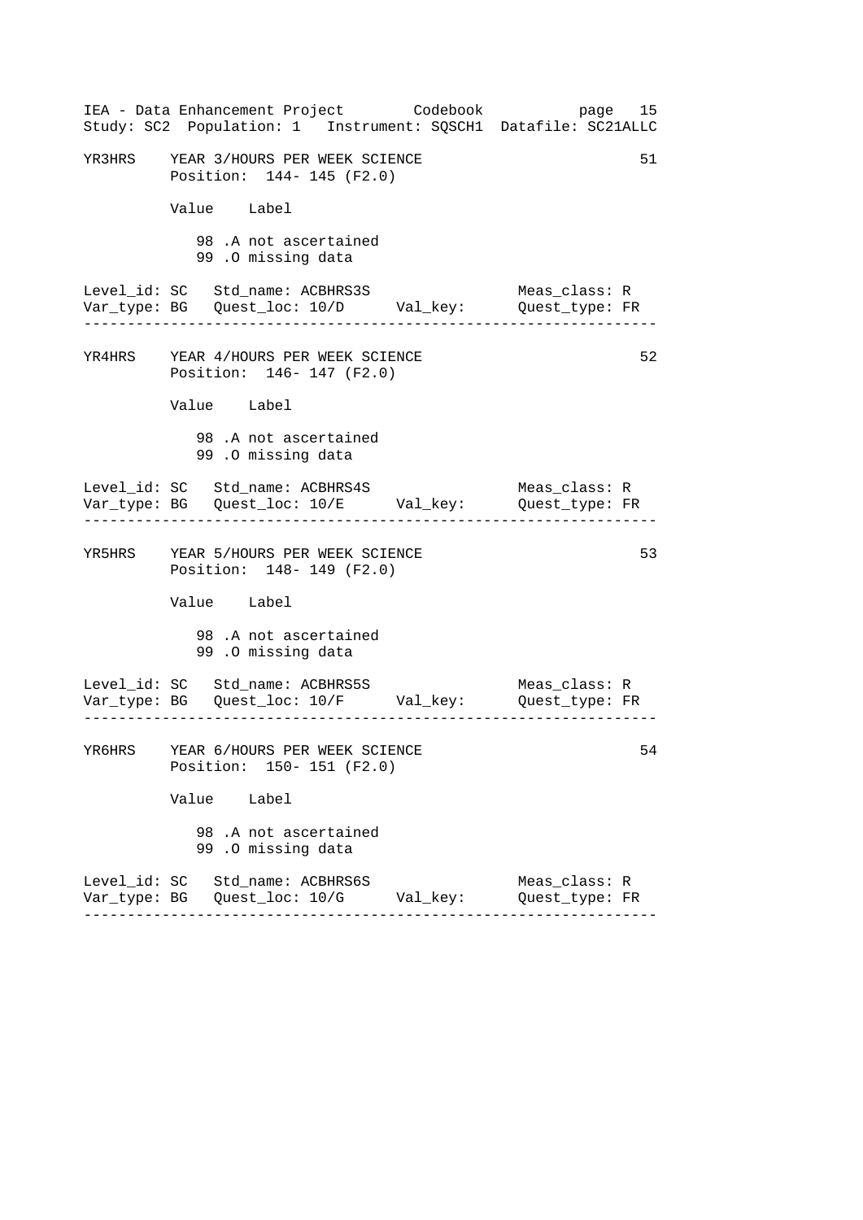```
YR3HRS    YEAR 3/HOURS PER WEEK SCIENCE                             51
          Position:  144- 145 (F2.0)

          Value    Label

             98 .A not ascertained
             99 .O missing data

Level_id: SC   Std_name: ACBHRS3S                   Meas_class: R
Var_type: BG   Quest_loc: 10/D      Val_key:        Quest_type: FR
------------------------------------------------------------------

YR4HRS    YEAR 4/HOURS PER WEEK SCIENCE                             52
          Position:  146- 147 (F2.0)

          Value    Label

             98 .A not ascertained
             99 .O missing data

Level_id: SC   Std_name: ACBHRS4S                   Meas_class: R
Var_type: BG   Quest_loc: 10/E      Val_key:        Quest_type: FR
------------------------------------------------------------------

YR5HRS    YEAR 5/HOURS PER WEEK SCIENCE                             53
          Position:  148- 149 (F2.0)

          Value    Label

             98 .A not ascertained
             99 .O missing data

Level_id: SC   Std_name: ACBHRS5S                   Meas_class: R
Var_type: BG   Quest_loc: 10/F      Val_key:        Quest_type: FR
------------------------------------------------------------------

YR6HRS    YEAR 6/HOURS PER WEEK SCIENCE                             54
          Position:  150- 151 (F2.0)

          Value    Label

             98 .A not ascertained
             99 .O missing data

Level_id: SC   Std_name: ACBHRS6S                   Meas_class: R
Var_type: BG   Quest_loc: 10/G      Val_key:        Quest_type: FR
------------------------------------------------------------------
```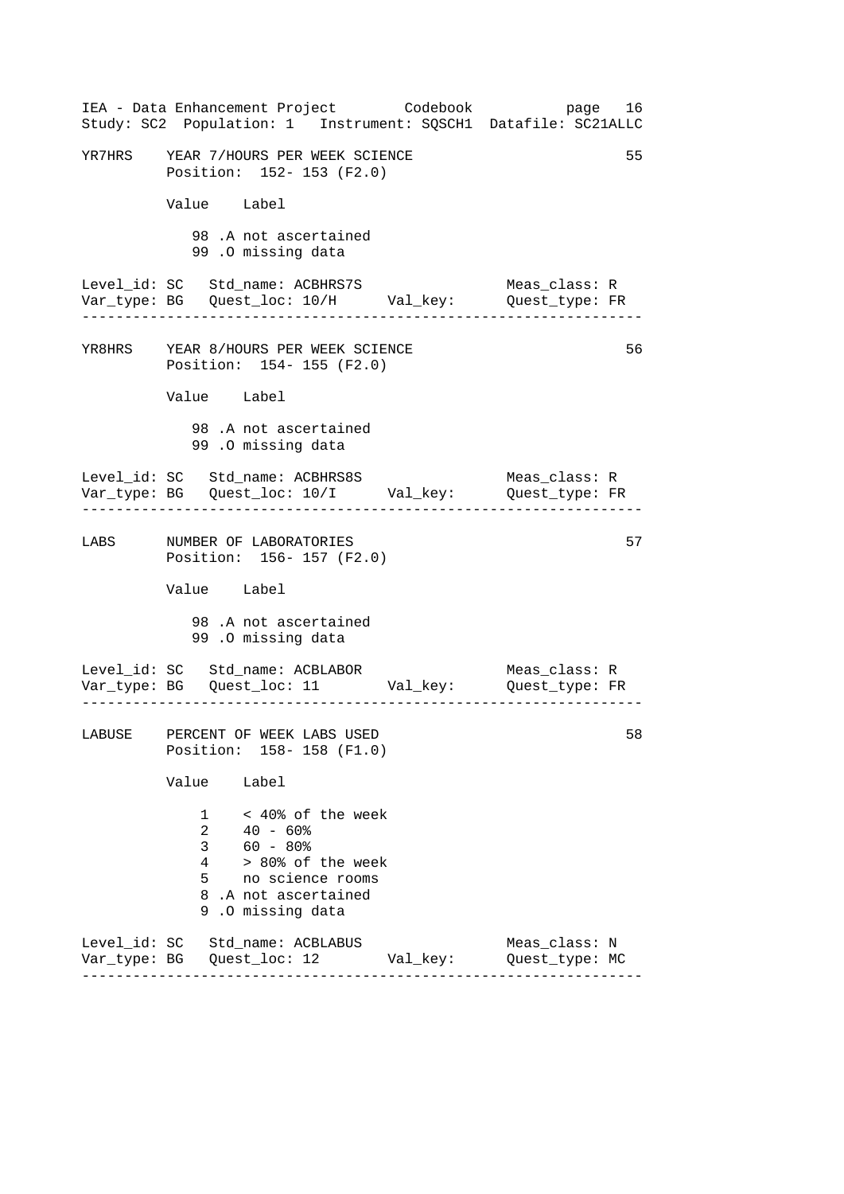```
YR7HRS   YEAR 7/HOURS PER WEEK SCIENCE                            55
         Position:  152- 153 (F2.0)

         Value    Label

            98 .A not ascertained
            99 .O missing data

Level_id: SC   Std_name: ACBHRS7S                 Meas_class: R
Var_type: BG   Quest_loc: 10/H      Val_key:      Quest_type: FR
-----------------------------------------------------------------

YR8HRS   YEAR 8/HOURS PER WEEK SCIENCE                            56
         Position:  154- 155 (F2.0)

         Value    Label

            98 .A not ascertained
            99 .O missing data

Level_id: SC   Std_name: ACBHRS8S                 Meas_class: R
Var_type: BG   Quest_loc: 10/I      Val_key:      Quest_type: FR
-----------------------------------------------------------------

LABS     NUMBER OF LABORATORIES                                   57
         Position:  156- 157 (F2.0)

         Value    Label

            98 .A not ascertained
            99 .O missing data

Level_id: SC   Std_name: ACBLABOR                 Meas_class: R
Var_type: BG   Quest_loc: 11        Val_key:      Quest_type: FR
-----------------------------------------------------------------

LABUSE   PERCENT OF WEEK LABS USED                                58
         Position:  158- 158 (F1.0)

         Value    Label

            1    < 40% of the week
            2    40 - 60%
            3    60 - 80%
            4    > 80% of the week
            5    no science rooms
            8 .A not ascertained
            9 .O missing data

Level_id: SC   Std_name: ACBLABUS                 Meas_class: N
Var_type: BG   Quest_loc: 12        Val_key:      Quest_type: MC
-----------------------------------------------------------------
```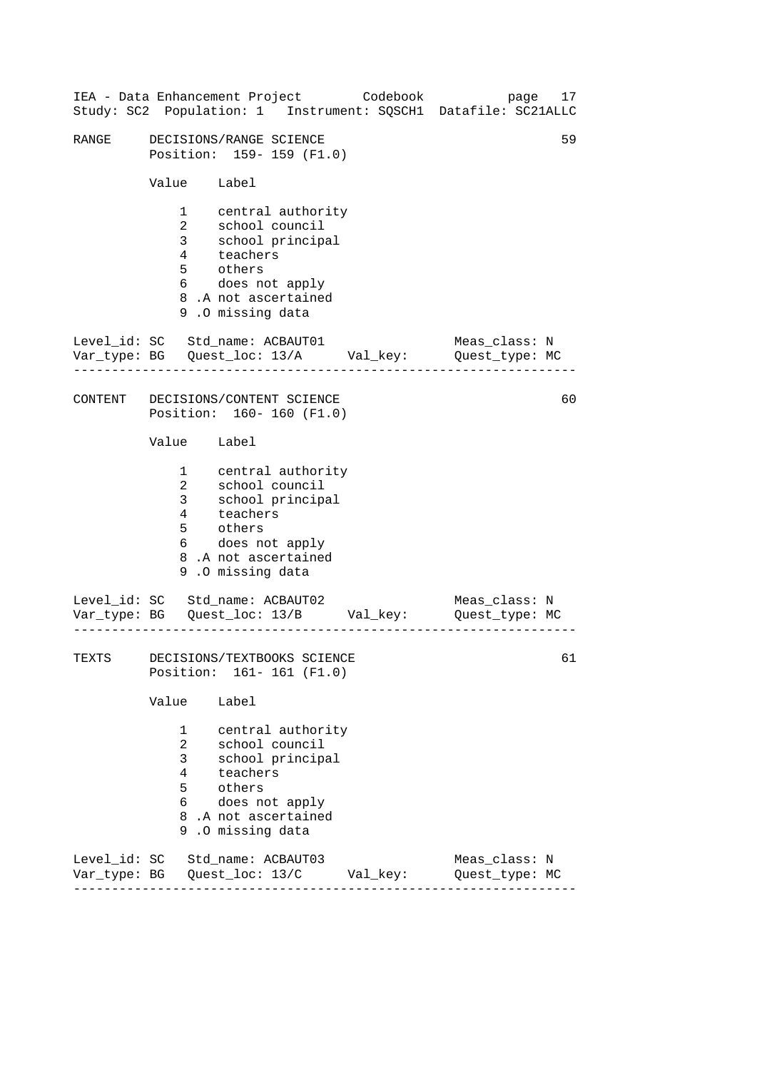RANGE     DECISIONS/RANGE SCIENCE                                    59
          Position:  159- 159 (F1.0)

| Value | Label |
|---|---|
| 1 | central authority |
| 2 | school council |
| 3 | school principal |
| 4 | teachers |
| 5 | others |
| 6 | does not apply |
| 8 .A | not ascertained |
| 9 .O | missing data |

Level_id: SC   Std_name: ACBAUT01                  Meas_class: N
Var_type: BG   Quest_loc: 13/A      Val_key:       Quest_type: MC

---

CONTENT   DECISIONS/CONTENT SCIENCE                                  60
          Position:  160- 160 (F1.0)

| Value | Label |
|---|---|
| 1 | central authority |
| 2 | school council |
| 3 | school principal |
| 4 | teachers |
| 5 | others |
| 6 | does not apply |
| 8 .A | not ascertained |
| 9 .O | missing data |

Level_id: SC   Std_name: ACBAUT02                  Meas_class: N
Var_type: BG   Quest_loc: 13/B      Val_key:       Quest_type: MC

---

TEXTS     DECISIONS/TEXTBOOKS SCIENCE                                61
          Position:  161- 161 (F1.0)

| Value | Label |
|---|---|
| 1 | central authority |
| 2 | school council |
| 3 | school principal |
| 4 | teachers |
| 5 | others |
| 6 | does not apply |
| 8 .A | not ascertained |
| 9 .O | missing data |

Level_id: SC   Std_name: ACBAUT03                  Meas_class: N
Var_type: BG   Quest_loc: 13/C      Val_key:       Quest_type: MC

---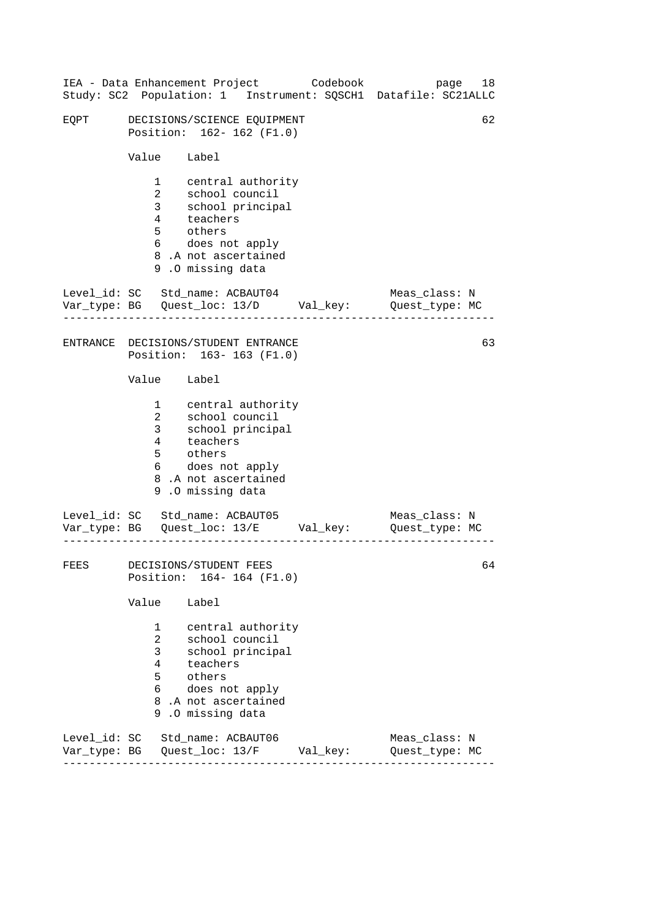```
EQPT      DECISIONS/SCIENCE EQUIPMENT                               62
          Position:  162- 162 (F1.0)

          Value    Label

              1    central authority
              2    school council
              3    school principal
              4    teachers
              5    others
              6    does not apply
              8 .A not ascertained
              9 .O missing data

Level_id: SC   Std_name: ACBAUT04                 Meas_class: N
Var_type: BG   Quest_loc: 13/D      Val_key:      Quest_type: MC
-------------------------------------------------------------------

ENTRANCE  DECISIONS/STUDENT ENTRANCE                                63
          Position:  163- 163 (F1.0)

          Value    Label

              1    central authority
              2    school council
              3    school principal
              4    teachers
              5    others
              6    does not apply
              8 .A not ascertained
              9 .O missing data

Level_id: SC   Std_name: ACBAUT05                 Meas_class: N
Var_type: BG   Quest_loc: 13/E      Val_key:      Quest_type: MC
-------------------------------------------------------------------

FEES      DECISIONS/STUDENT FEES                                    64
          Position:  164- 164 (F1.0)

          Value    Label

              1    central authority
              2    school council
              3    school principal
              4    teachers
              5    others
              6    does not apply
              8 .A not ascertained
              9 .O missing data

Level_id: SC   Std_name: ACBAUT06                 Meas_class: N
Var_type: BG   Quest_loc: 13/F      Val_key:      Quest_type: MC
-------------------------------------------------------------------
```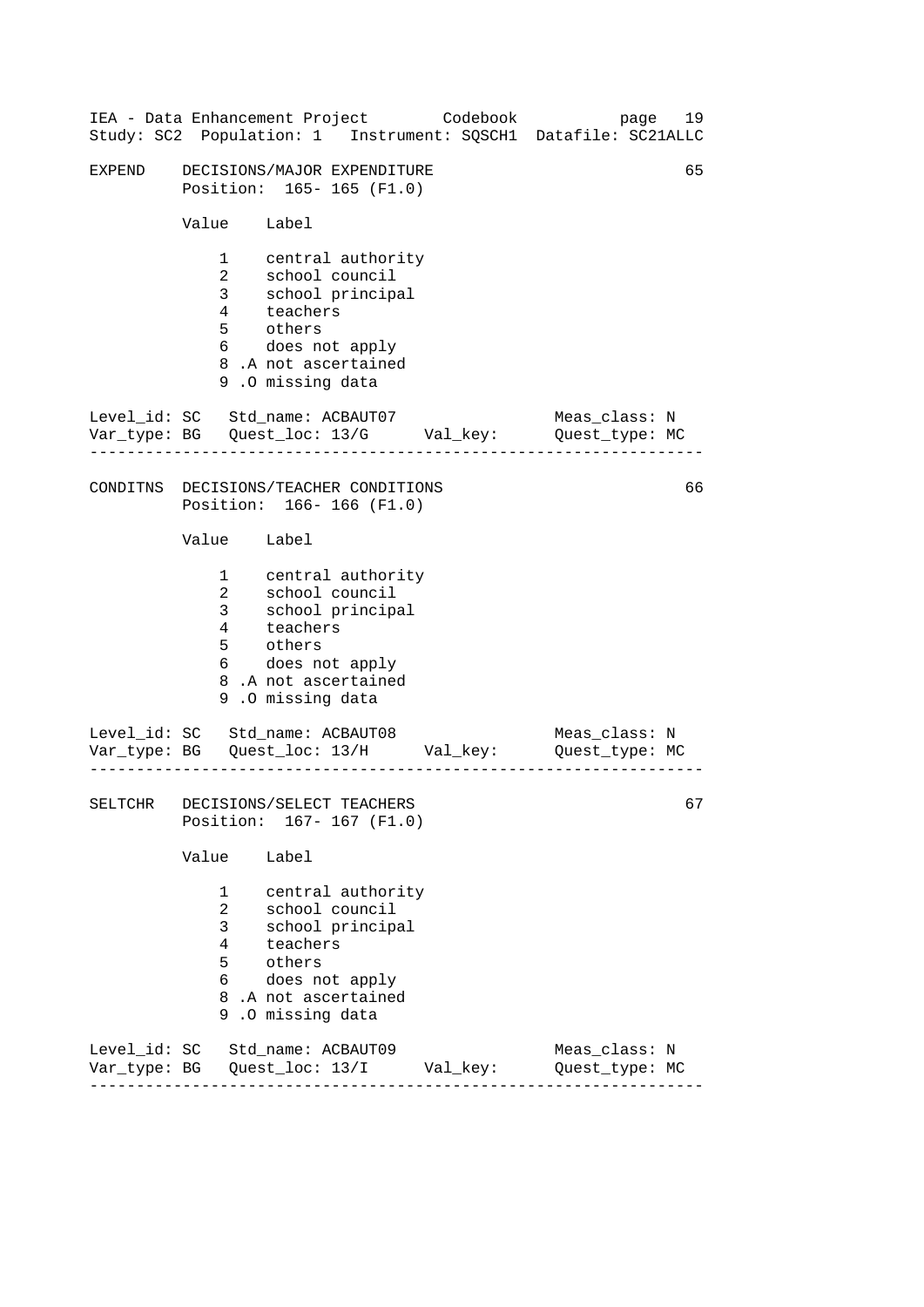```
EXPEND    DECISIONS/MAJOR EXPENDITURE                               65
          Position:  165- 165 (F1.0)

          Value    Label

              1    central authority
              2    school council
              3    school principal
              4    teachers
              5    others
              6    does not apply
              8 .A not ascertained
              9 .O missing data

Level_id: SC   Std_name: ACBAUT07                 Meas_class: N
Var_type: BG   Quest_loc: 13/G      Val_key:      Quest_type: MC
------------------------------------------------------------------

CONDITNS  DECISIONS/TEACHER CONDITIONS                              66
          Position:  166- 166 (F1.0)

          Value    Label

              1    central authority
              2    school council
              3    school principal
              4    teachers
              5    others
              6    does not apply
              8 .A not ascertained
              9 .O missing data

Level_id: SC   Std_name: ACBAUT08                 Meas_class: N
Var_type: BG   Quest_loc: 13/H      Val_key:      Quest_type: MC
------------------------------------------------------------------

SELTCHR   DECISIONS/SELECT TEACHERS                                 67
          Position:  167- 167 (F1.0)

          Value    Label

              1    central authority
              2    school council
              3    school principal
              4    teachers
              5    others
              6    does not apply
              8 .A not ascertained
              9 .O missing data

Level_id: SC   Std_name: ACBAUT09                 Meas_class: N
Var_type: BG   Quest_loc: 13/I      Val_key:      Quest_type: MC
------------------------------------------------------------------
```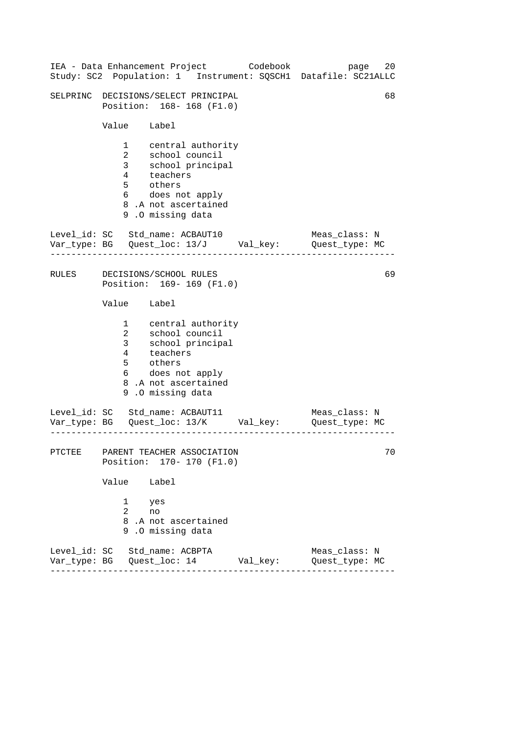SELPRINC DECISIONS/SELECT PRINCIPAL 68
Position: 168- 168 (F1.0)

| Value | Label |
|---|---|
| 1 | central authority |
| 2 | school council |
| 3 | school principal |
| 4 | teachers |
| 5 | others |
| 6 | does not apply |
| 8 .A | not ascertained |
| 9 .O | missing data |

Level_id: SC Std_name: ACBAUT10 Meas_class: N
Var_type: BG Quest_loc: 13/J Val_key: Quest_type: MC

---

RULES DECISIONS/SCHOOL RULES 69
Position: 169- 169 (F1.0)

| Value | Label |
|---|---|
| 1 | central authority |
| 2 | school council |
| 3 | school principal |
| 4 | teachers |
| 5 | others |
| 6 | does not apply |
| 8 .A | not ascertained |
| 9 .O | missing data |

Level_id: SC Std_name: ACBAUT11 Meas_class: N
Var_type: BG Quest_loc: 13/K Val_key: Quest_type: MC

---

PTCTEE PARENT TEACHER ASSOCIATION 70
Position: 170- 170 (F1.0)

| Value | Label |
|---|---|
| 1 | yes |
| 2 | no |
| 8 .A | not ascertained |
| 9 .O | missing data |

Level_id: SC Std_name: ACBPTA Meas_class: N
Var_type: BG Quest_loc: 14 Val_key: Quest_type: MC

---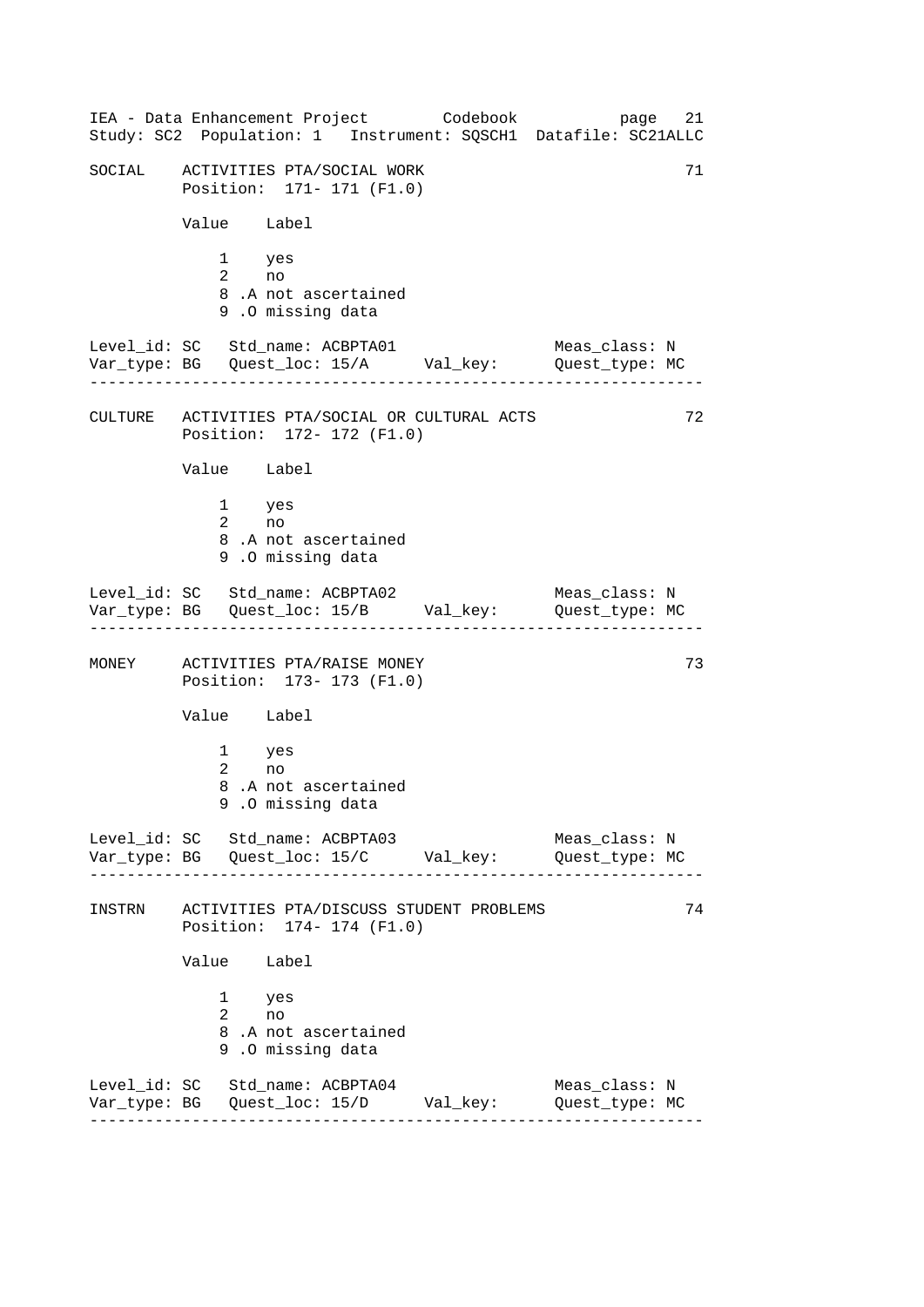```
SOCIAL    ACTIVITIES PTA/SOCIAL WORK                              71
          Position:  171- 171 (F1.0)

          Value    Label

              1    yes
              2    no
              8 .A not ascertained
              9 .O missing data

Level_id: SC   Std_name: ACBPTA01                  Meas_class: N
Var_type: BG   Quest_loc: 15/A      Val_key:       Quest_type: MC
-------------------------------------------------------------------

CULTURE   ACTIVITIES PTA/SOCIAL OR CULTURAL ACTS                  72
          Position:  172- 172 (F1.0)

          Value    Label

              1    yes
              2    no
              8 .A not ascertained
              9 .O missing data

Level_id: SC   Std_name: ACBPTA02                  Meas_class: N
Var_type: BG   Quest_loc: 15/B      Val_key:       Quest_type: MC
-------------------------------------------------------------------

MONEY     ACTIVITIES PTA/RAISE MONEY                              73
          Position:  173- 173 (F1.0)

          Value    Label

              1    yes
              2    no
              8 .A not ascertained
              9 .O missing data

Level_id: SC   Std_name: ACBPTA03                  Meas_class: N
Var_type: BG   Quest_loc: 15/C      Val_key:       Quest_type: MC
-------------------------------------------------------------------

INSTRN    ACTIVITIES PTA/DISCUSS STUDENT PROBLEMS                 74
          Position:  174- 174 (F1.0)

          Value    Label

              1    yes
              2    no
              8 .A not ascertained
              9 .O missing data

Level_id: SC   Std_name: ACBPTA04                  Meas_class: N
Var_type: BG   Quest_loc: 15/D      Val_key:       Quest_type: MC
-------------------------------------------------------------------
```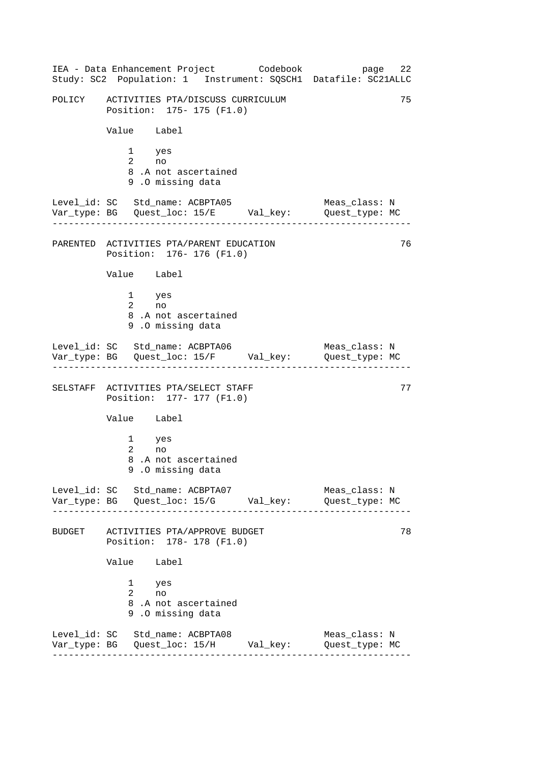POLICY    ACTIVITIES PTA/DISCUSS CURRICULUM    75

Position: 175- 175 (F1.0)

| Value | Label |
|---|---|
| 1 | yes |
| 2 | no |
| 8 .A | not ascertained |
| 9 .O | missing data |

Level_id: SC   Std_name: ACBPTA05   Meas_class: N
Var_type: BG   Quest_loc: 15/E   Val_key:   Quest_type: MC

---

PARENTED    ACTIVITIES PTA/PARENT EDUCATION    76

Position: 176- 176 (F1.0)

| Value | Label |
|---|---|
| 1 | yes |
| 2 | no |
| 8 .A | not ascertained |
| 9 .O | missing data |

Level_id: SC   Std_name: ACBPTA06   Meas_class: N
Var_type: BG   Quest_loc: 15/F   Val_key:   Quest_type: MC

---

SELSTAFF    ACTIVITIES PTA/SELECT STAFF    77

Position: 177- 177 (F1.0)

| Value | Label |
|---|---|
| 1 | yes |
| 2 | no |
| 8 .A | not ascertained |
| 9 .O | missing data |

Level_id: SC   Std_name: ACBPTA07   Meas_class: N
Var_type: BG   Quest_loc: 15/G   Val_key:   Quest_type: MC

---

BUDGET    ACTIVITIES PTA/APPROVE BUDGET    78

Position: 178- 178 (F1.0)

| Value | Label |
|---|---|
| 1 | yes |
| 2 | no |
| 8 .A | not ascertained |
| 9 .O | missing data |

Level_id: SC   Std_name: ACBPTA08   Meas_class: N
Var_type: BG   Quest_loc: 15/H   Val_key:   Quest_type: MC

---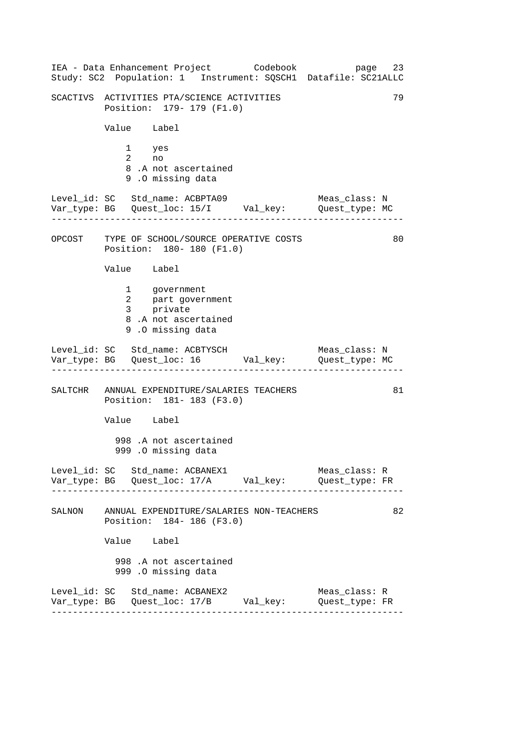```
SCACTIVS  ACTIVITIES PTA/SCIENCE ACTIVITIES                          79
          Position:  179- 179 (F1.0)

          Value    Label

              1    yes
              2    no
              8 .A not ascertained
              9 .O missing data

Level_id: SC   Std_name: ACBPTA09                   Meas_class: N
Var_type: BG   Quest_loc: 15/I      Val_key:        Quest_type: MC
--------------------------------------------------------------------

OPCOST    TYPE OF SCHOOL/SOURCE OPERATIVE COSTS                      80
          Position:  180- 180 (F1.0)

          Value    Label

              1    government
              2    part government
              3    private
              8 .A not ascertained
              9 .O missing data

Level_id: SC   Std_name: ACBTYSCH                   Meas_class: N
Var_type: BG   Quest_loc: 16        Val_key:        Quest_type: MC
--------------------------------------------------------------------

SALTCHR   ANNUAL EXPENDITURE/SALARIES TEACHERS                       81
          Position:  181- 183 (F3.0)

          Value    Label

            998 .A not ascertained
            999 .O missing data

Level_id: SC   Std_name: ACBANEX1                   Meas_class: R
Var_type: BG   Quest_loc: 17/A      Val_key:        Quest_type: FR
--------------------------------------------------------------------

SALNON    ANNUAL EXPENDITURE/SALARIES NON-TEACHERS                   82
          Position:  184- 186 (F3.0)

          Value    Label

            998 .A not ascertained
            999 .O missing data

Level_id: SC   Std_name: ACBANEX2                   Meas_class: R
Var_type: BG   Quest_loc: 17/B      Val_key:        Quest_type: FR
--------------------------------------------------------------------
```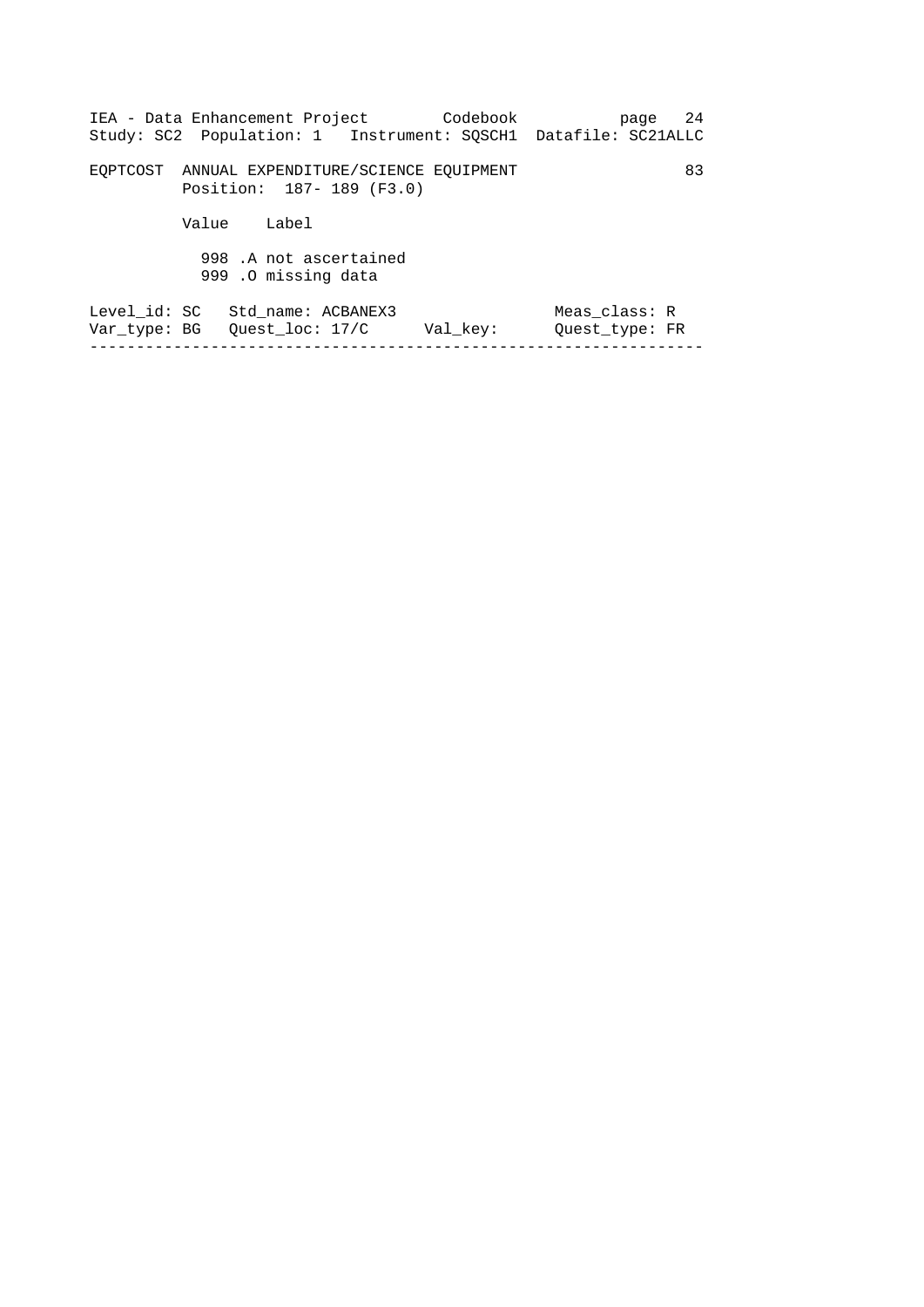EQPTCOST ANNUAL EXPENDITURE/SCIENCE EQUIPMENT 83
Position: 187- 189 (F3.0)

| Value | Label |
|---|---|
| 998 | .A not ascertained |
| 999 | .O missing data |

Level_id: SC Std_name: ACBANEX3 Meas_class: R
Var_type: BG Quest_loc: 17/C Val_key: Quest_type: FR